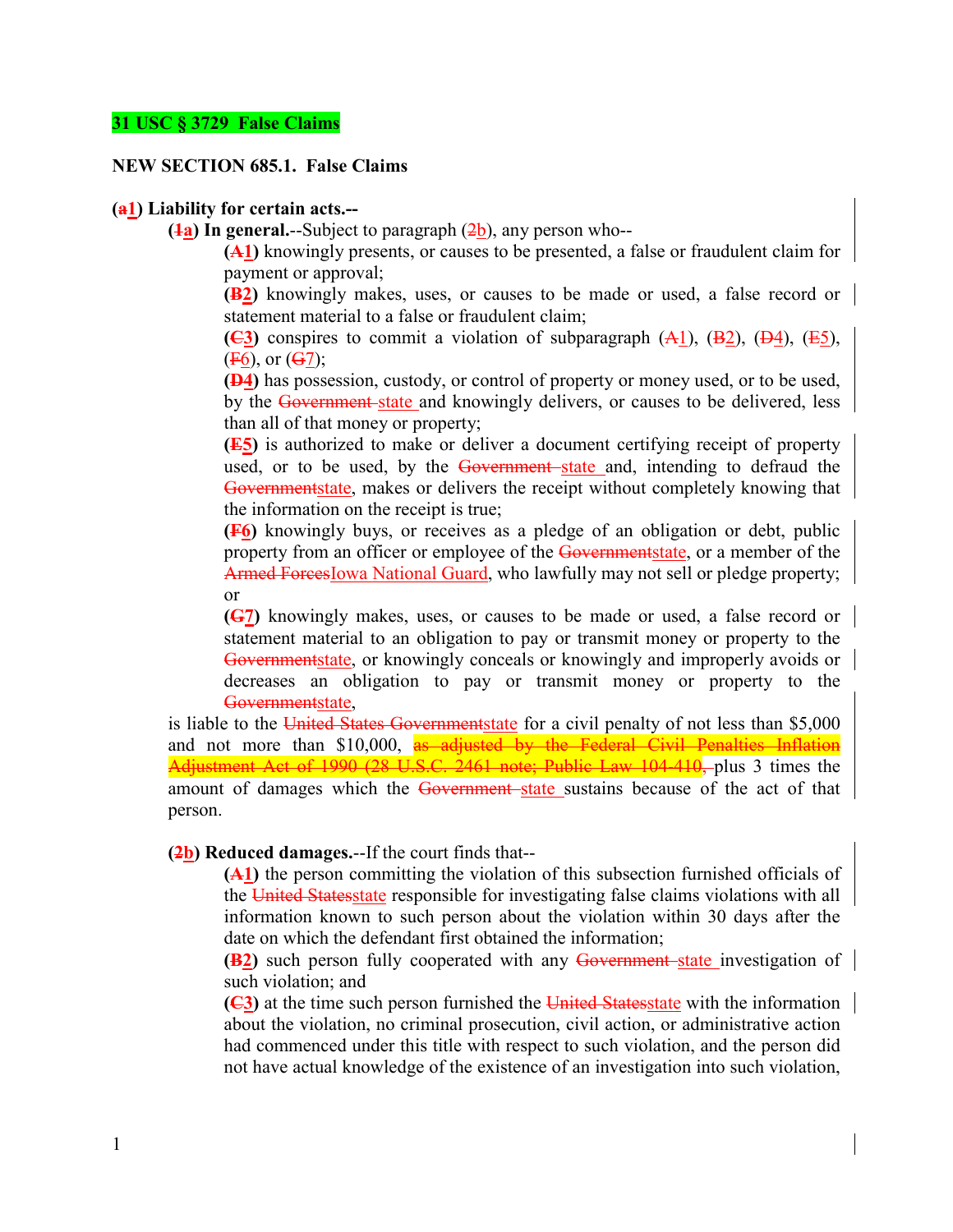**31 USC § 3729 False Claims**

**NEW SECTION 685.1. False Claims**

**(~~a~~1) Liability for certain acts.--**

**(~~1~~a) In general.**--Subject to paragraph (~~2~~b), any person who--

**(~~A~~1)** knowingly presents, or causes to be presented, a false or fraudulent claim for payment or approval;

**(~~B~~2)** knowingly makes, uses, or causes to be made or used, a false record or statement material to a false or fraudulent claim;

**(~~C~~3)** conspires to commit a violation of subparagraph (~~A~~1), (~~B~~2), (~~D~~4), (~~E~~5), (~~F~~6), or (~~G~~7);

**(~~D~~4)** has possession, custody, or control of property or money used, or to be used, by the ~~Government~~ state and knowingly delivers, or causes to be delivered, less than all of that money or property;

**(~~E~~5)** is authorized to make or deliver a document certifying receipt of property used, or to be used, by the ~~Government~~ state and, intending to defraud the ~~Government~~state, makes or delivers the receipt without completely knowing that the information on the receipt is true;

**(~~F~~6)** knowingly buys, or receives as a pledge of an obligation or debt, public property from an officer or employee of the ~~Government~~state, or a member of the ~~Armed Forces~~Iowa National Guard, who lawfully may not sell or pledge property; or

**(~~G~~7)** knowingly makes, uses, or causes to be made or used, a false record or statement material to an obligation to pay or transmit money or property to the ~~Government~~state, or knowingly conceals or knowingly and improperly avoids or decreases an obligation to pay or transmit money or property to the ~~Government~~state,

is liable to the ~~United States Government~~state for a civil penalty of not less than $5,000 and not more than $10,000, ~~as adjusted by the Federal Civil Penalties Inflation Adjustment Act of 1990 (28 U.S.C. 2461 note; Public Law 104-410,~~ plus 3 times the amount of damages which the ~~Government~~ state sustains because of the act of that person.

**(~~2~~b) Reduced damages.**--If the court finds that--

**(~~A~~1)** the person committing the violation of this subsection furnished officials of the ~~United States~~state responsible for investigating false claims violations with all information known to such person about the violation within 30 days after the date on which the defendant first obtained the information;

**(~~B~~2)** such person fully cooperated with any ~~Government~~ state investigation of such violation; and

**(~~C~~3)** at the time such person furnished the ~~United States~~state with the information about the violation, no criminal prosecution, civil action, or administrative action had commenced under this title with respect to such violation, and the person did not have actual knowledge of the existence of an investigation into such violation,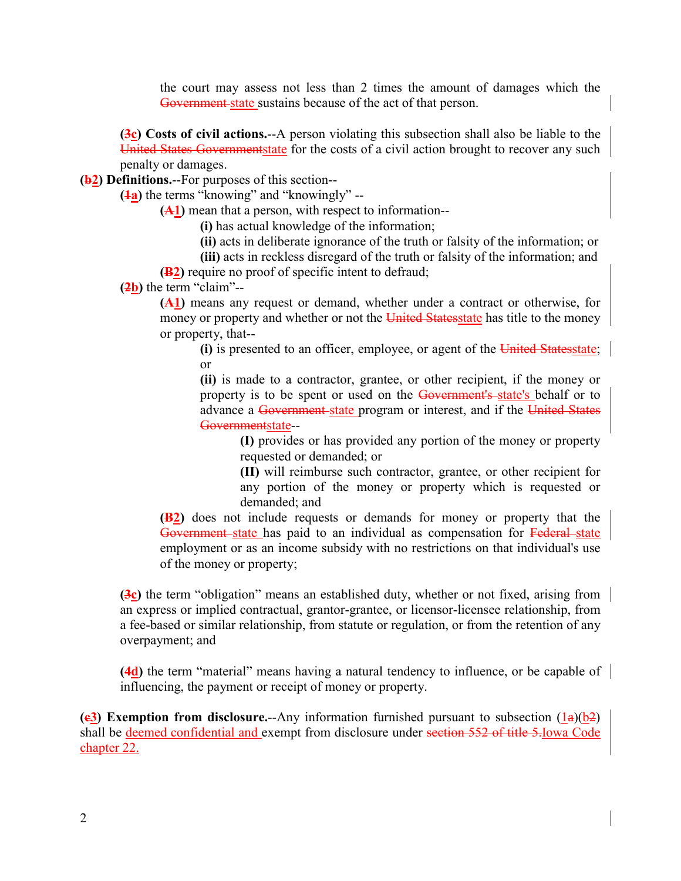the court may assess not less than 2 times the amount of damages which the ~~Government~~ state sustains because of the act of that person.

**(~~3~~c) Costs of civil actions.**--A person violating this subsection shall also be liable to the ~~United States Government~~state for the costs of a civil action brought to recover any such penalty or damages.

**(~~b~~2) Definitions.**--For purposes of this section--

**(~~1~~a)** the terms "knowing" and "knowingly" --

**(~~A~~1)** mean that a person, with respect to information--

**(i)** has actual knowledge of the information;

**(ii)** acts in deliberate ignorance of the truth or falsity of the information; or

**(iii)** acts in reckless disregard of the truth or falsity of the information; and

**(~~B~~2)** require no proof of specific intent to defraud;

**(~~2~~b)** the term "claim"--

**(~~A~~1)** means any request or demand, whether under a contract or otherwise, for money or property and whether or not the ~~United States~~state has title to the money or property, that--

**(i)** is presented to an officer, employee, or agent of the ~~United States~~state; or

**(ii)** is made to a contractor, grantee, or other recipient, if the money or property is to be spent or used on the ~~Government's~~ state's behalf or to advance a ~~Government~~ state program or interest, and if the ~~United States Government~~state--

**(I)** provides or has provided any portion of the money or property requested or demanded; or

**(II)** will reimburse such contractor, grantee, or other recipient for any portion of the money or property which is requested or demanded; and

**(~~B~~2)** does not include requests or demands for money or property that the ~~Government~~ state has paid to an individual as compensation for ~~Federal~~ state employment or as an income subsidy with no restrictions on that individual's use of the money or property;

**(~~3~~c)** the term "obligation" means an established duty, whether or not fixed, arising from an express or implied contractual, grantor-grantee, or licensor-licensee relationship, from a fee-based or similar relationship, from statute or regulation, or from the retention of any overpayment; and

**(~~4~~d)** the term "material" means having a natural tendency to influence, or be capable of influencing, the payment or receipt of money or property.

**(~~c~~3) Exemption from disclosure.**--Any information furnished pursuant to subsection (1~~a~~)(b~~2~~) shall be deemed confidential and exempt from disclosure under ~~section 552 of title 5.~~Iowa Code chapter 22.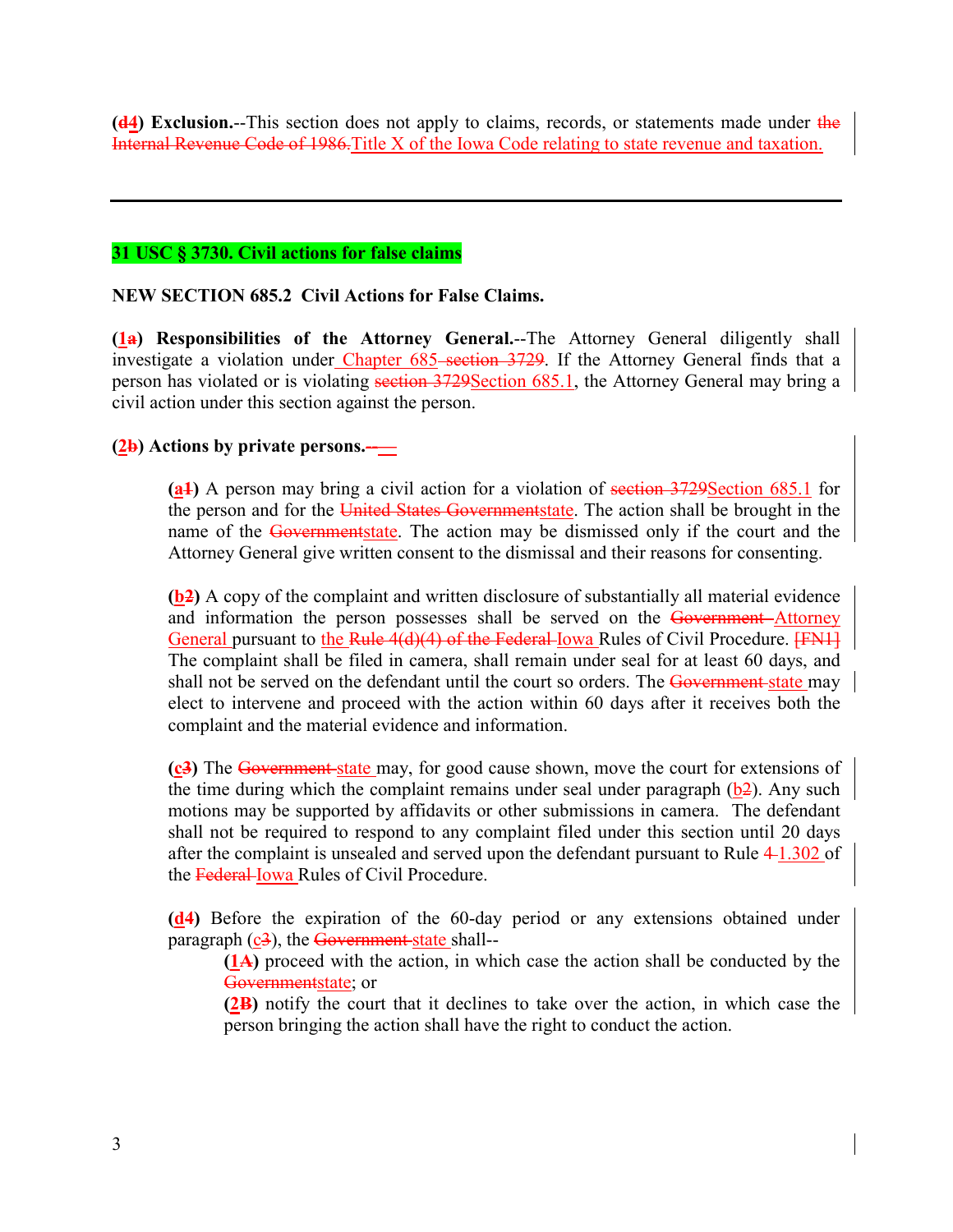**(~~d~~4) Exclusion.**--This section does not apply to claims, records, or statements made under ~~the Internal Revenue Code of 1986.~~Title X of the Iowa Code relating to state revenue and taxation.

---

**31 USC § 3730. Civil actions for false claims**

**NEW SECTION 685.2 Civil Actions for False Claims.**

**(1~~a~~) Responsibilities of the Attorney General.**--The Attorney General diligently shall investigate a violation under Chapter 685 ~~section 3729~~. If the Attorney General finds that a person has violated or is violating ~~section 3729~~Section 685.1, the Attorney General may bring a civil action under this section against the person.

**(2~~b~~) Actions by private persons.**~~--~~

> **(a~~1~~)** A person may bring a civil action for a violation of ~~section 3729~~Section 685.1 for the person and for the ~~United States Government~~state. The action shall be brought in the name of the ~~Government~~state. The action may be dismissed only if the court and the Attorney General give written consent to the dismissal and their reasons for consenting.
>
> **(b~~2~~)** A copy of the complaint and written disclosure of substantially all material evidence and information the person possesses shall be served on the ~~Government~~ Attorney General pursuant to the ~~Rule 4(d)(4) of the Federal~~ Iowa Rules of Civil Procedure. ~~[FN1]~~ The complaint shall be filed in camera, shall remain under seal for at least 60 days, and shall not be served on the defendant until the court so orders. The ~~Government~~ state may elect to intervene and proceed with the action within 60 days after it receives both the complaint and the material evidence and information.
>
> **(c~~3~~)** The ~~Government~~ state may, for good cause shown, move the court for extensions of the time during which the complaint remains under seal under paragraph (b~~2~~). Any such motions may be supported by affidavits or other submissions in camera. The defendant shall not be required to respond to any complaint filed under this section until 20 days after the complaint is unsealed and served upon the defendant pursuant to Rule ~~4~~ 1.302 of the ~~Federal~~ Iowa Rules of Civil Procedure.
>
> **(d~~4~~)** Before the expiration of the 60-day period or any extensions obtained under paragraph (c~~3~~), the ~~Government~~ state shall--
>
> > **(1~~A~~)** proceed with the action, in which case the action shall be conducted by the ~~Government~~state; or
> >
> > **(2~~B~~)** notify the court that it declines to take over the action, in which case the person bringing the action shall have the right to conduct the action.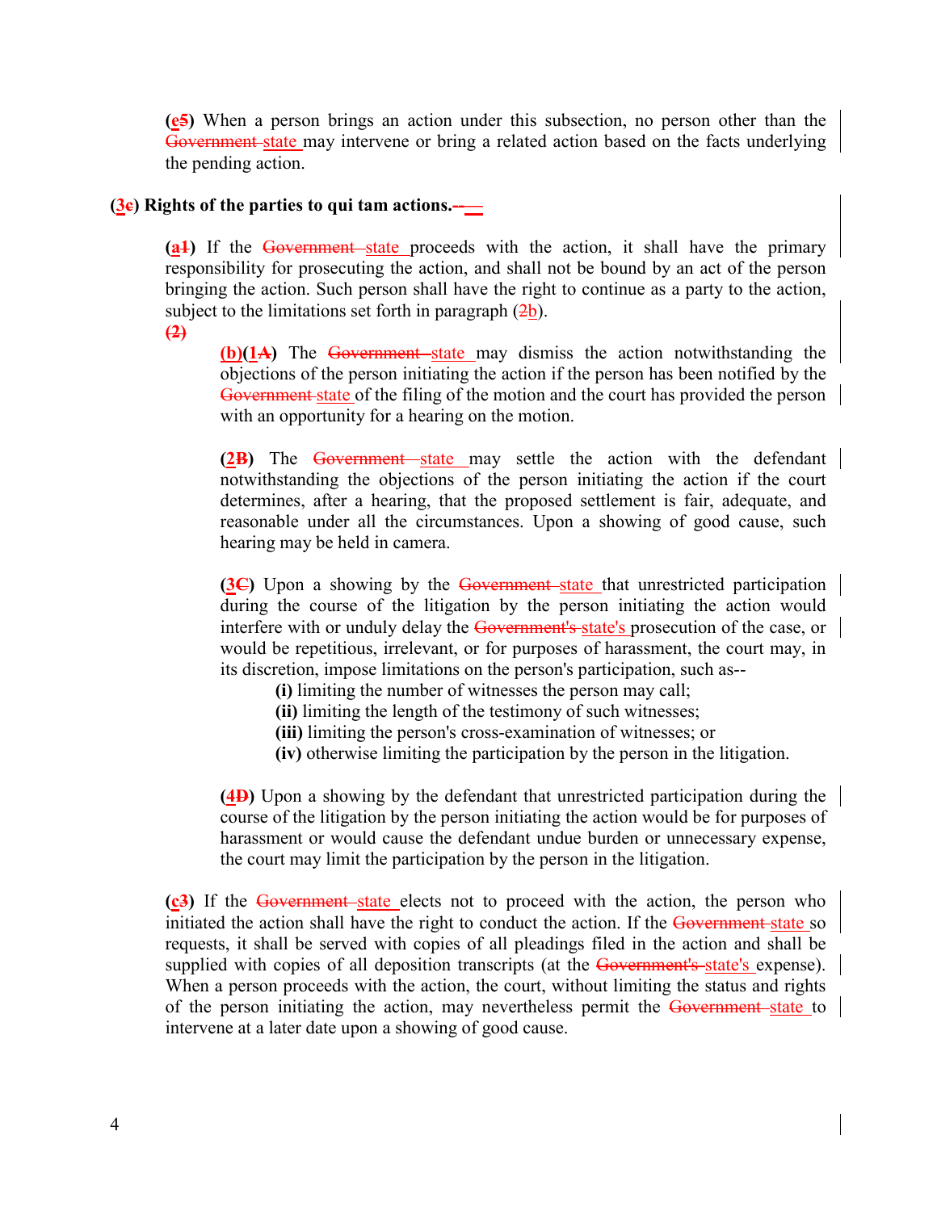**(e5)** When a person brings an action under this subsection, no person other than the ~~Government~~ state may intervene or bring a related action based on the facts underlying the pending action.

**(3e) Rights of the parties to qui tam actions.**~~--~~

**(a1)** If the ~~Government~~ state proceeds with the action, it shall have the primary responsibility for prosecuting the action, and shall not be bound by an act of the person bringing the action. Such person shall have the right to continue as a party to the action, subject to the limitations set forth in paragraph (~~2~~b).

~~**(2)**~~

**(b)(1A)** The ~~Government~~ state may dismiss the action notwithstanding the objections of the person initiating the action if the person has been notified by the ~~Government~~ state of the filing of the motion and the court has provided the person with an opportunity for a hearing on the motion.

**(2B)** The ~~Government~~ state may settle the action with the defendant notwithstanding the objections of the person initiating the action if the court determines, after a hearing, that the proposed settlement is fair, adequate, and reasonable under all the circumstances. Upon a showing of good cause, such hearing may be held in camera.

**(3C)** Upon a showing by the ~~Government~~ state that unrestricted participation during the course of the litigation by the person initiating the action would interfere with or unduly delay the ~~Government's~~ state's prosecution of the case, or would be repetitious, irrelevant, or for purposes of harassment, the court may, in its discretion, impose limitations on the person's participation, such as--

**(i)** limiting the number of witnesses the person may call;
**(ii)** limiting the length of the testimony of such witnesses;
**(iii)** limiting the person's cross-examination of witnesses; or
**(iv)** otherwise limiting the participation by the person in the litigation.

**(4D)** Upon a showing by the defendant that unrestricted participation during the course of the litigation by the person initiating the action would be for purposes of harassment or would cause the defendant undue burden or unnecessary expense, the court may limit the participation by the person in the litigation.

**(c3)** If the ~~Government~~ state elects not to proceed with the action, the person who initiated the action shall have the right to conduct the action. If the ~~Government~~ state so requests, it shall be served with copies of all pleadings filed in the action and shall be supplied with copies of all deposition transcripts (at the ~~Government's~~ state's expense). When a person proceeds with the action, the court, without limiting the status and rights of the person initiating the action, may nevertheless permit the ~~Government~~ state to intervene at a later date upon a showing of good cause.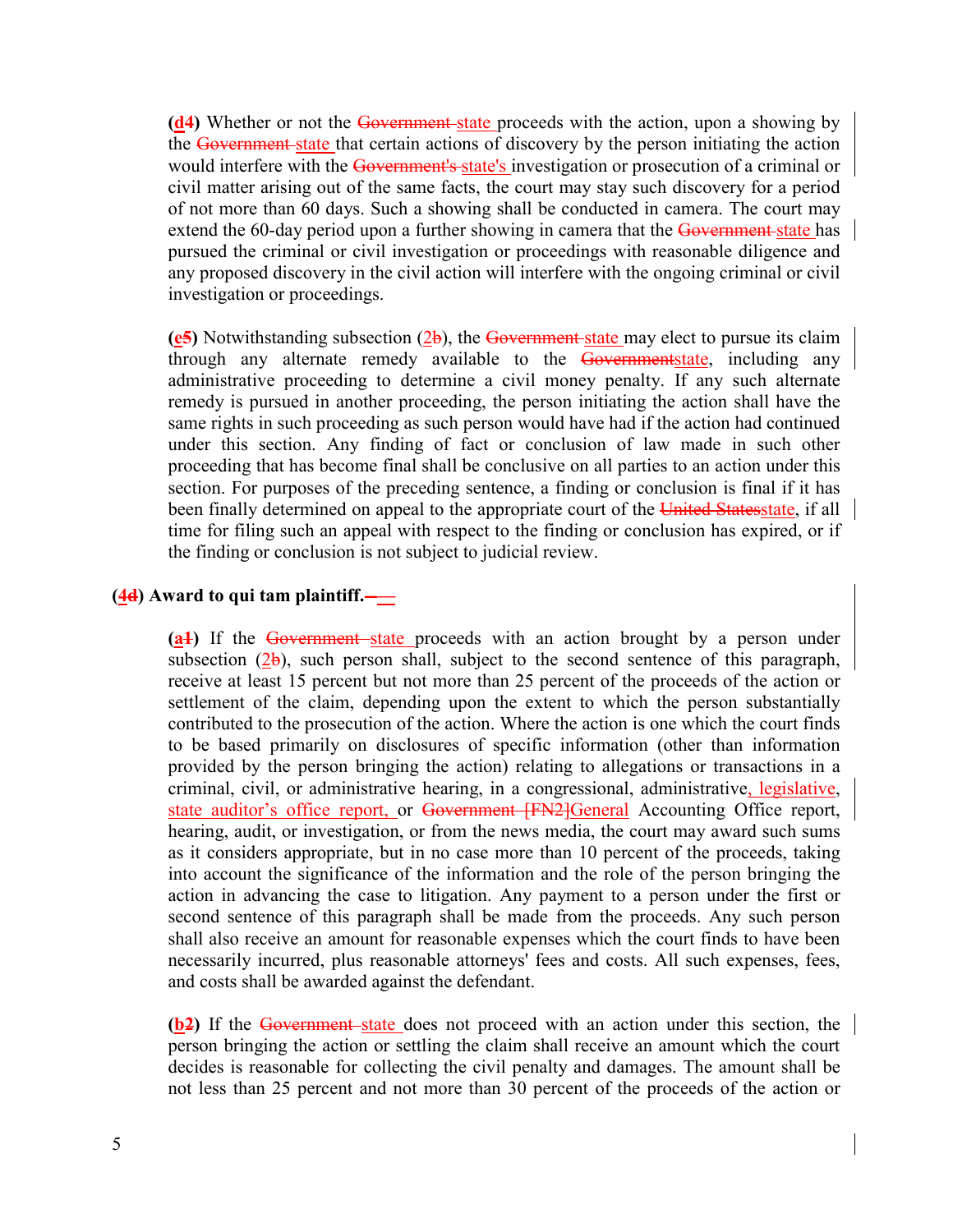**(d~~4~~)** Whether or not the ~~Government~~ state proceeds with the action, upon a showing by the ~~Government~~ state that certain actions of discovery by the person initiating the action would interfere with the ~~Government's~~ state's investigation or prosecution of a criminal or civil matter arising out of the same facts, the court may stay such discovery for a period of not more than 60 days. Such a showing shall be conducted in camera. The court may extend the 60-day period upon a further showing in camera that the ~~Government~~ state has pursued the criminal or civil investigation or proceedings with reasonable diligence and any proposed discovery in the civil action will interfere with the ongoing criminal or civil investigation or proceedings.

**(e~~5~~)** Notwithstanding subsection (2~~b~~), the ~~Government~~ state may elect to pursue its claim through any alternate remedy available to the ~~Government~~state, including any administrative proceeding to determine a civil money penalty. If any such alternate remedy is pursued in another proceeding, the person initiating the action shall have the same rights in such proceeding as such person would have had if the action had continued under this section. Any finding of fact or conclusion of law made in such other proceeding that has become final shall be conclusive on all parties to an action under this section. For purposes of the preceding sentence, a finding or conclusion is final if it has been finally determined on appeal to the appropriate court of the ~~United States~~state, if all time for filing such an appeal with respect to the finding or conclusion has expired, or if the finding or conclusion is not subject to judicial review.

**(4~~d~~) Award to qui tam plaintiff.~~—~~**

**(a~~1~~)** If the ~~Government~~ state proceeds with an action brought by a person under subsection (2~~b~~), such person shall, subject to the second sentence of this paragraph, receive at least 15 percent but not more than 25 percent of the proceeds of the action or settlement of the claim, depending upon the extent to which the person substantially contributed to the prosecution of the action. Where the action is one which the court finds to be based primarily on disclosures of specific information (other than information provided by the person bringing the action) relating to allegations or transactions in a criminal, civil, or administrative hearing, in a congressional, administrative, legislative, state auditor's office report, or ~~Government [FN2]~~General Accounting Office report, hearing, audit, or investigation, or from the news media, the court may award such sums as it considers appropriate, but in no case more than 10 percent of the proceeds, taking into account the significance of the information and the role of the person bringing the action in advancing the case to litigation. Any payment to a person under the first or second sentence of this paragraph shall be made from the proceeds. Any such person shall also receive an amount for reasonable expenses which the court finds to have been necessarily incurred, plus reasonable attorneys' fees and costs. All such expenses, fees, and costs shall be awarded against the defendant.

**(b~~2~~)** If the ~~Government~~ state does not proceed with an action under this section, the person bringing the action or settling the claim shall receive an amount which the court decides is reasonable for collecting the civil penalty and damages. The amount shall be not less than 25 percent and not more than 30 percent of the proceeds of the action or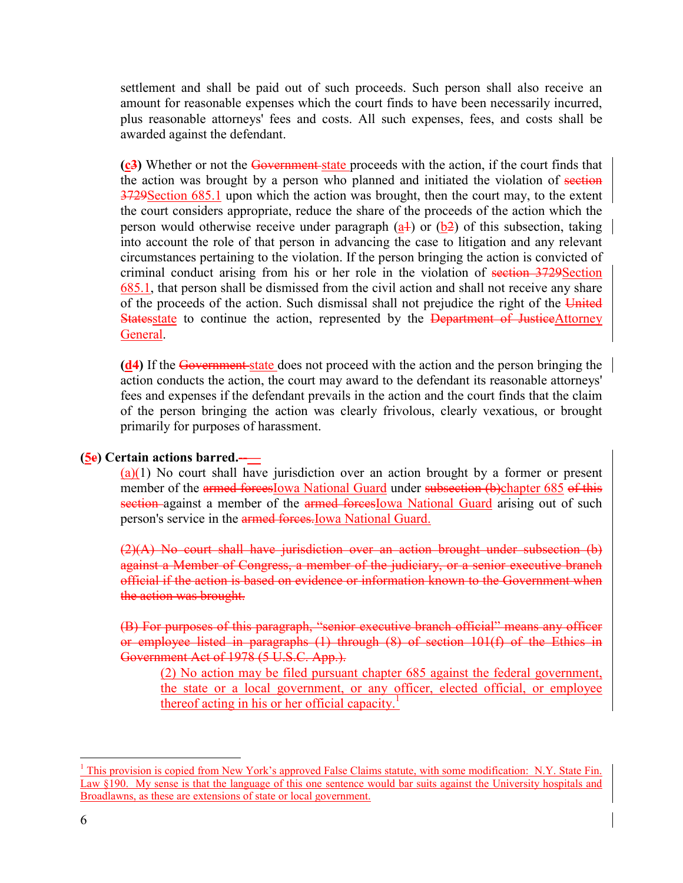settlement and shall be paid out of such proceeds. Such person shall also receive an amount for reasonable expenses which the court finds to have been necessarily incurred, plus reasonable attorneys' fees and costs. All such expenses, fees, and costs shall be awarded against the defendant.

**(c3)** Whether or not the ~~Government~~ state proceeds with the action, if the court finds that the action was brought by a person who planned and initiated the violation of ~~section 3729~~Section 685.1 upon which the action was brought, then the court may, to the extent the court considers appropriate, reduce the share of the proceeds of the action which the person would otherwise receive under paragraph (a~~1~~) or (b~~2~~) of this subsection, taking into account the role of that person in advancing the case to litigation and any relevant circumstances pertaining to the violation. If the person bringing the action is convicted of criminal conduct arising from his or her role in the violation of ~~section 3729~~Section 685.1, that person shall be dismissed from the civil action and shall not receive any share of the proceeds of the action. Such dismissal shall not prejudice the right of the ~~United States~~state to continue the action, represented by the ~~Department of Justice~~Attorney General.

**(d4)** If the ~~Government~~ state does not proceed with the action and the person bringing the action conducts the action, the court may award to the defendant its reasonable attorneys' fees and expenses if the defendant prevails in the action and the court finds that the claim of the person bringing the action was clearly frivolous, clearly vexatious, or brought primarily for purposes of harassment.

**(5e) Certain actions barred.~~--~~**

(a)(1) No court shall have jurisdiction over an action brought by a former or present member of the ~~armed forces~~Iowa National Guard under ~~subsection (b)~~chapter 685 ~~of this section~~ against a member of the ~~armed forces~~Iowa National Guard arising out of such person's service in the ~~armed forces.~~Iowa National Guard.

~~(2)(A) No court shall have jurisdiction over an action brought under subsection (b) against a Member of Congress, a member of the judiciary, or a senior executive branch official if the action is based on evidence or information known to the Government when the action was brought.~~

~~(B) For purposes of this paragraph, "senior executive branch official" means any officer or employee listed in paragraphs (1) through (8) of section 101(f) of the Ethics in Government Act of 1978 (5 U.S.C. App.).~~

(2) No action may be filed pursuant chapter 685 against the federal government, the state or a local government, or any officer, elected official, or employee thereof acting in his or her official capacity.[1]

---

[1] This provision is copied from New York's approved False Claims statute, with some modification: N.Y. State Fin. Law §190. My sense is that the language of this one sentence would bar suits against the University hospitals and Broadlawns, as these are extensions of state or local government.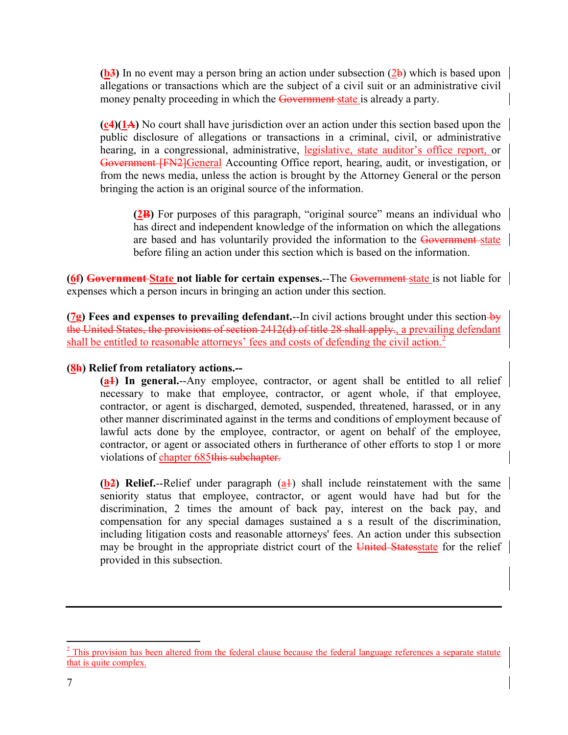**(b3)** In no event may a person bring an action under subsection (2b) which is based upon allegations or transactions which are the subject of a civil suit or an administrative civil money penalty proceeding in which the Government state is already a party.

**(c4)(1A)** No court shall have jurisdiction over an action under this section based upon the public disclosure of allegations or transactions in a criminal, civil, or administrative hearing, in a congressional, administrative, legislative, state auditor's office report, or Government [FN2]General Accounting Office report, hearing, audit, or investigation, or from the news media, unless the action is brought by the Attorney General or the person bringing the action is an original source of the information.

> **(2B)** For purposes of this paragraph, "original source" means an individual who has direct and independent knowledge of the information on which the allegations are based and has voluntarily provided the information to the Government state before filing an action under this section which is based on the information.

**(6f) Government State not liable for certain expenses.**--The Government state is not liable for expenses which a person incurs in bringing an action under this section.

**(7g) Fees and expenses to prevailing defendant.**--In civil actions brought under this section by the United States, the provisions of section 2412(d) of title 28 shall apply., a prevailing defendant shall be entitled to reasonable attorneys' fees and costs of defending the civil action.[2]

**(8h) Relief from retaliatory actions.--**

> **(a1) In general.**--Any employee, contractor, or agent shall be entitled to all relief necessary to make that employee, contractor, or agent whole, if that employee, contractor, or agent is discharged, demoted, suspended, threatened, harassed, or in any other manner discriminated against in the terms and conditions of employment because of lawful acts done by the employee, contractor, or agent on behalf of the employee, contractor, or agent or associated others in furtherance of other efforts to stop 1 or more violations of chapter 685this subchapter.
>
> **(b2) Relief.**--Relief under paragraph (a1) shall include reinstatement with the same seniority status that employee, contractor, or agent would have had but for the discrimination, 2 times the amount of back pay, interest on the back pay, and compensation for any special damages sustained a s a result of the discrimination, including litigation costs and reasonable attorneys' fees. An action under this subsection may be brought in the appropriate district court of the United Statesstate for the relief provided in this subsection.

---

[2] This provision has been altered from the federal clause because the federal language references a separate statute that is quite complex.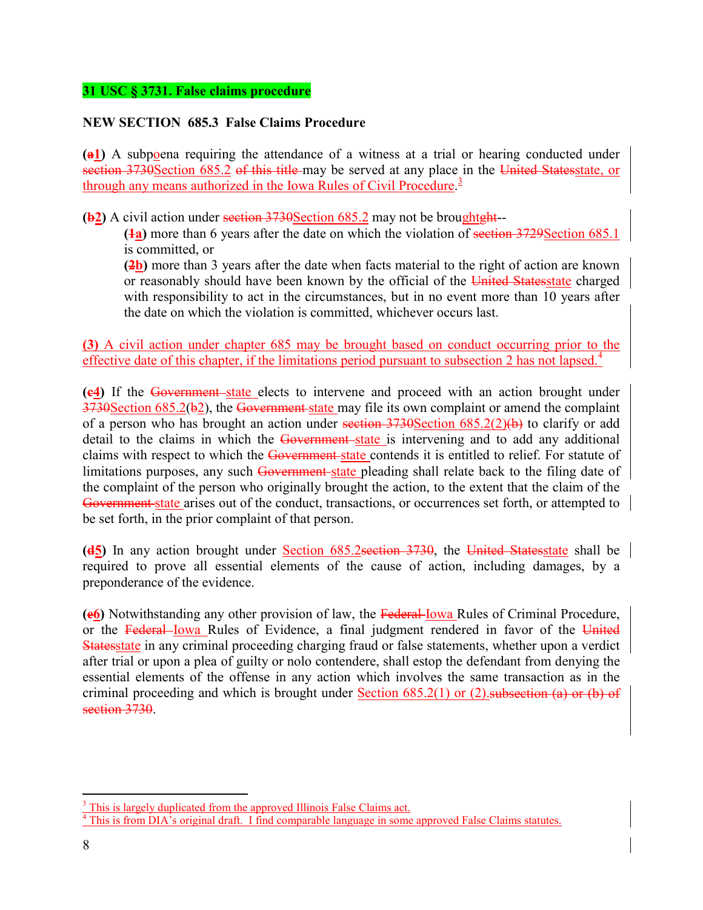**31 USC § 3731. False claims procedure**

**NEW SECTION 685.3 False Claims Procedure**

**(~~a~~1)** A subpoena requiring the attendance of a witness at a trial or hearing conducted under ~~section 3730~~Section 685.2 ~~of this title~~ may be served at any place in the ~~United States~~state, or through any means authorized in the Iowa Rules of Civil Procedure.[3]

**(~~b~~2)** A civil action under ~~section 3730~~Section 685.2 may not be brought~~ght~~--

> **(~~1~~a)** more than 6 years after the date on which the violation of ~~section 3729~~Section 685.1 is committed, or
>
> **(~~2~~b)** more than 3 years after the date when facts material to the right of action are known or reasonably should have been known by the official of the ~~United States~~state charged with responsibility to act in the circumstances, but in no event more than 10 years after the date on which the violation is committed, whichever occurs last.

(3) A civil action under chapter 685 may be brought based on conduct occurring prior to the effective date of this chapter, if the limitations period pursuant to subsection 2 has not lapsed.[4]

**(~~c~~4)** If the ~~Government~~ state elects to intervene and proceed with an action brought under ~~3730~~Section 685.2(~~b~~2), the ~~Government~~ state may file its own complaint or amend the complaint of a person who has brought an action under ~~section 3730~~Section 685.2(2)~~(b)~~ to clarify or add detail to the claims in which the ~~Government~~ state is intervening and to add any additional claims with respect to which the ~~Government~~ state contends it is entitled to relief. For statute of limitations purposes, any such ~~Government~~ state pleading shall relate back to the filing date of the complaint of the person who originally brought the action, to the extent that the claim of the ~~Government~~ state arises out of the conduct, transactions, or occurrences set forth, or attempted to be set forth, in the prior complaint of that person.

**(~~d~~5)** In any action brought under Section 685.2~~section 3730~~, the ~~United States~~state shall be required to prove all essential elements of the cause of action, including damages, by a preponderance of the evidence.

**(~~e~~6)** Notwithstanding any other provision of law, the ~~Federal~~ Iowa Rules of Criminal Procedure, or the ~~Federal~~ Iowa Rules of Evidence, a final judgment rendered in favor of the ~~United States~~state in any criminal proceeding charging fraud or false statements, whether upon a verdict after trial or upon a plea of guilty or nolo contendere, shall estop the defendant from denying the essential elements of the offense in any action which involves the same transaction as in the criminal proceeding and which is brought under Section 685.2(1) or (2).~~subsection (a) or (b) of section 3730~~.

---

[3] This is largely duplicated from the approved Illinois False Claims act.

[4] This is from DIA's original draft. I find comparable language in some approved False Claims statutes.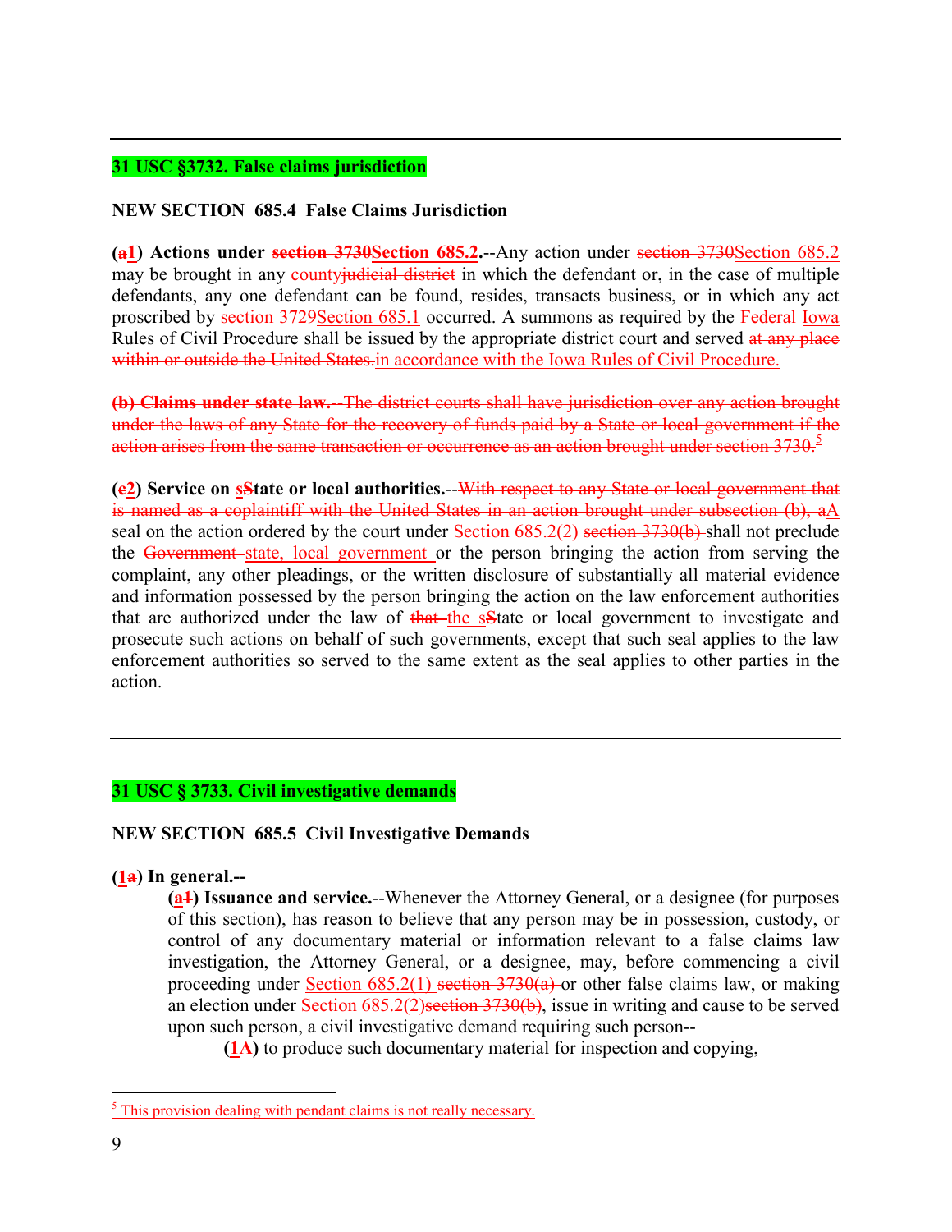**31 USC §3732. False claims jurisdiction**

**NEW SECTION 685.4 False Claims Jurisdiction**

**(~~a~~1) Actions under ~~section 3730~~Section 685.2.**--Any action under ~~section 3730~~Section 685.2 may be brought in any county~~judicial district~~ in which the defendant or, in the case of multiple defendants, any one defendant can be found, resides, transacts business, or in which any act proscribed by ~~section 3729~~Section 685.1 occurred. A summons as required by the ~~Federal~~ Iowa Rules of Civil Procedure shall be issued by the appropriate district court and served ~~at any place within or outside the United States.~~in accordance with the Iowa Rules of Civil Procedure.

~~**(b) Claims under state law.**--The district courts shall have jurisdiction over any action brought under the laws of any State for the recovery of funds paid by a State or local government if the action arises from the same transaction or occurrence as an action brought under section 3730.~~[5]

**(~~c~~2) Service on ~~s~~State or local authorities.**--~~With respect to any State or local government that is named as a coplaintiff with the United States in an action brought under subsection (b), a~~A seal on the action ordered by the court under Section 685.2(2) ~~section 3730(b)~~ shall not preclude the ~~Government~~ state, local government or the person bringing the action from serving the complaint, any other pleadings, or the written disclosure of substantially all material evidence and information possessed by the person bringing the action on the law enforcement authorities that are authorized under the law of ~~that~~ the s~~S~~tate or local government to investigate and prosecute such actions on behalf of such governments, except that such seal applies to the law enforcement authorities so served to the same extent as the seal applies to other parties in the action.

---

**31 USC § 3733. Civil investigative demands**

**NEW SECTION 685.5 Civil Investigative Demands**

**(1~~a~~) In general.--**

**(a~~1~~) Issuance and service.**--Whenever the Attorney General, or a designee (for purposes of this section), has reason to believe that any person may be in possession, custody, or control of any documentary material or information relevant to a false claims law investigation, the Attorney General, or a designee, may, before commencing a civil proceeding under Section 685.2(1) ~~section 3730(a)~~ or other false claims law, or making an election under Section 685.2(2)~~section 3730(b)~~, issue in writing and cause to be served upon such person, a civil investigative demand requiring such person--

**(1~~A~~)** to produce such documentary material for inspection and copying,

[5] This provision dealing with pendant claims is not really necessary.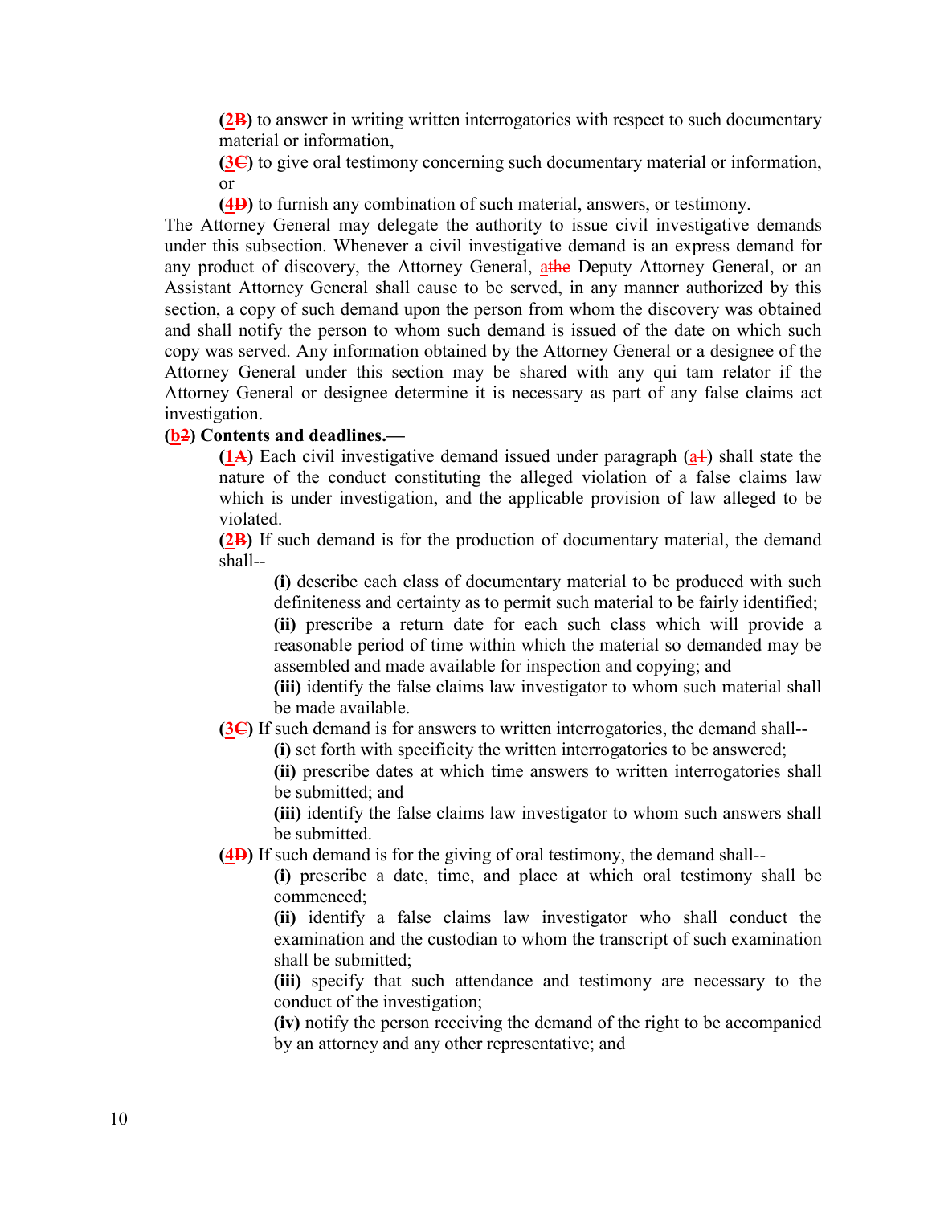**(2B)** to answer in writing written interrogatories with respect to such documentary material or information,

**(3C)** to give oral testimony concerning such documentary material or information, or

**(4D)** to furnish any combination of such material, answers, or testimony.

The Attorney General may delegate the authority to issue civil investigative demands under this subsection. Whenever a civil investigative demand is an express demand for any product of discovery, the Attorney General, athe Deputy Attorney General, or an Assistant Attorney General shall cause to be served, in any manner authorized by this section, a copy of such demand upon the person from whom the discovery was obtained and shall notify the person to whom such demand is issued of the date on which such copy was served. Any information obtained by the Attorney General or a designee of the Attorney General under this section may be shared with any qui tam relator if the Attorney General or designee determine it is necessary as part of any false claims act investigation.

**(b2) Contents and deadlines.—**

**(1A)** Each civil investigative demand issued under paragraph (a1) shall state the nature of the conduct constituting the alleged violation of a false claims law which is under investigation, and the applicable provision of law alleged to be violated.

**(2B)** If such demand is for the production of documentary material, the demand shall--

**(i)** describe each class of documentary material to be produced with such definiteness and certainty as to permit such material to be fairly identified;

**(ii)** prescribe a return date for each such class which will provide a reasonable period of time within which the material so demanded may be assembled and made available for inspection and copying; and

**(iii)** identify the false claims law investigator to whom such material shall be made available.

**(3C)** If such demand is for answers to written interrogatories, the demand shall--

**(i)** set forth with specificity the written interrogatories to be answered;

**(ii)** prescribe dates at which time answers to written interrogatories shall be submitted; and

**(iii)** identify the false claims law investigator to whom such answers shall be submitted.

**(4D)** If such demand is for the giving of oral testimony, the demand shall--

**(i)** prescribe a date, time, and place at which oral testimony shall be commenced;

**(ii)** identify a false claims law investigator who shall conduct the examination and the custodian to whom the transcript of such examination shall be submitted;

**(iii)** specify that such attendance and testimony are necessary to the conduct of the investigation;

**(iv)** notify the person receiving the demand of the right to be accompanied by an attorney and any other representative; and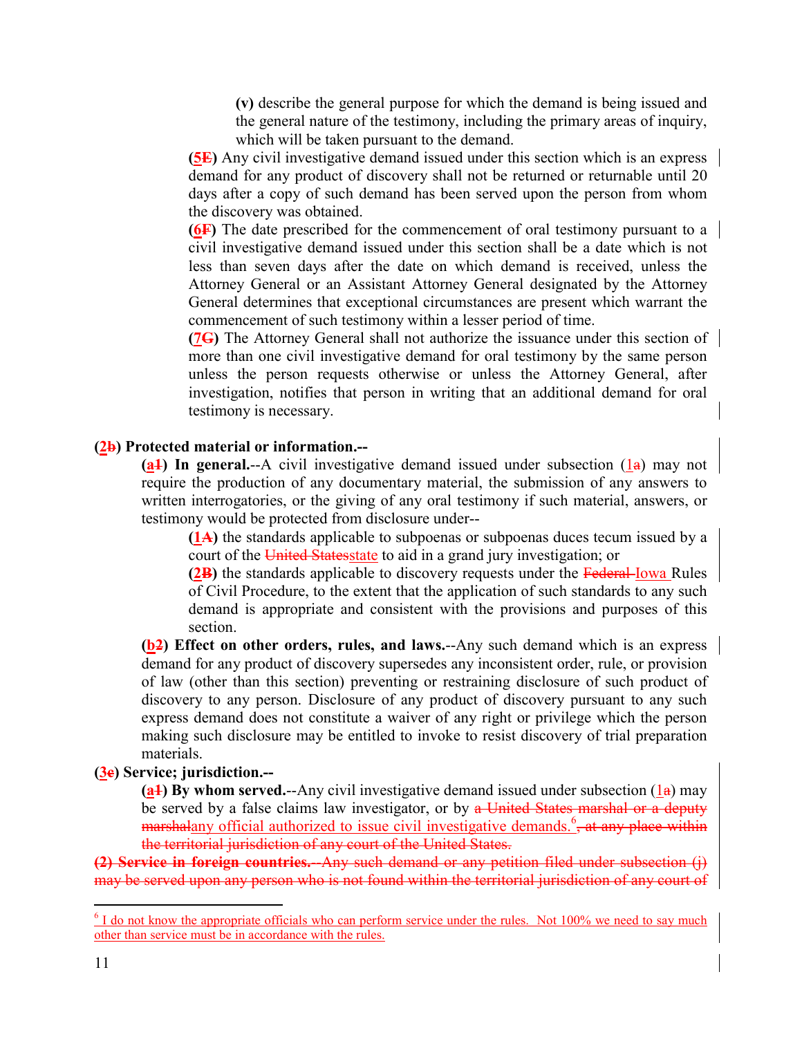(v) describe the general purpose for which the demand is being issued and the general nature of the testimony, including the primary areas of inquiry, which will be taken pursuant to the demand.

**(5E)** Any civil investigative demand issued under this section which is an express demand for any product of discovery shall not be returned or returnable until 20 days after a copy of such demand has been served upon the person from whom the discovery was obtained.

**(6F)** The date prescribed for the commencement of oral testimony pursuant to a civil investigative demand issued under this section shall be a date which is not less than seven days after the date on which demand is received, unless the Attorney General or an Assistant Attorney General designated by the Attorney General determines that exceptional circumstances are present which warrant the commencement of such testimony within a lesser period of time.

**(7G)** The Attorney General shall not authorize the issuance under this section of more than one civil investigative demand for oral testimony by the same person unless the person requests otherwise or unless the Attorney General, after investigation, notifies that person in writing that an additional demand for oral testimony is necessary.

**(2b) Protected material or information.--**

**(a1) In general.**--A civil investigative demand issued under subsection (1a) may not require the production of any documentary material, the submission of any answers to written interrogatories, or the giving of any oral testimony if such material, answers, or testimony would be protected from disclosure under--

**(1A)** the standards applicable to subpoenas or subpoenas duces tecum issued by a court of the ~~United States~~state to aid in a grand jury investigation; or

**(2B)** the standards applicable to discovery requests under the ~~Federal~~ Iowa Rules of Civil Procedure, to the extent that the application of such standards to any such demand is appropriate and consistent with the provisions and purposes of this section.

**(b2) Effect on other orders, rules, and laws.**--Any such demand which is an express demand for any product of discovery supersedes any inconsistent order, rule, or provision of law (other than this section) preventing or restraining disclosure of such product of discovery to any person. Disclosure of any product of discovery pursuant to any such express demand does not constitute a waiver of any right or privilege which the person making such disclosure may be entitled to invoke to resist discovery of trial preparation materials.

**(3c) Service; jurisdiction.--**

**(a1) By whom served.**--Any civil investigative demand issued under subsection (1a) may be served by a false claims law investigator, or by ~~a United States marshal or a deputy marshal~~any official authorized to issue civil investigative demands.[6]~~, at any place within the territorial jurisdiction of any court of the United States.~~

~~**(2) Service in foreign countries.**--Any such demand or any petition filed under subsection (j) may be served upon any person who is not found within the territorial jurisdiction of any court of~~

[6] I do not know the appropriate officials who can perform service under the rules. Not 100% we need to say much other than service must be in accordance with the rules.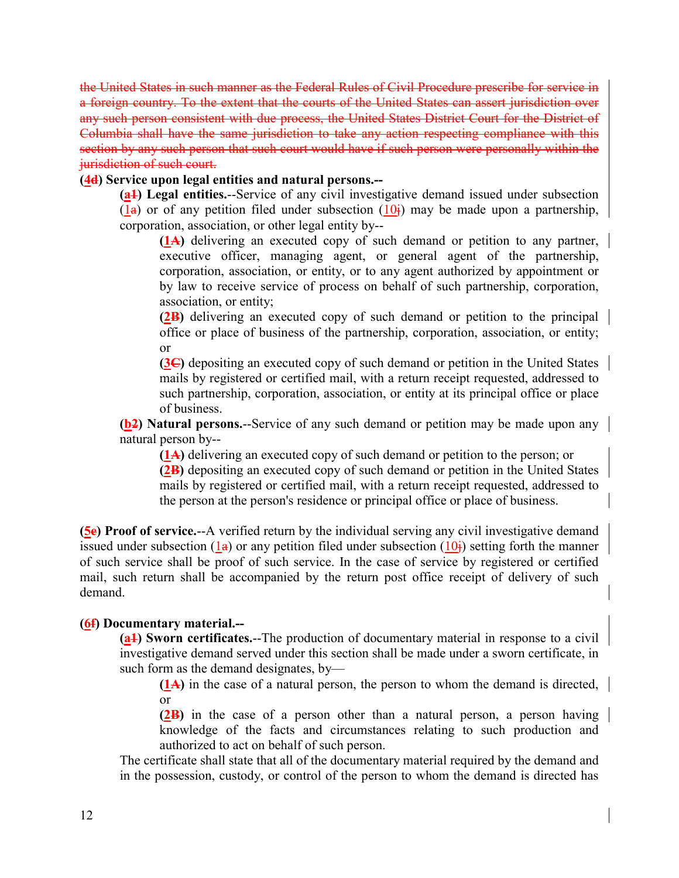~~the United States in such manner as the Federal Rules of Civil Procedure prescribe for service in a foreign country. To the extent that the courts of the United States can assert jurisdiction over any such person consistent with due process, the United States District Court for the District of Columbia shall have the same jurisdiction to take any action respecting compliance with this section by any such person that such court would have if such person were personally within the jurisdiction of such court.~~

**(4~~d~~) Service upon legal entities and natural persons.--**

**(a~~1~~) Legal entities.**--Service of any civil investigative demand issued under subsection (1~~a~~) or of any petition filed under subsection (10~~j~~) may be made upon a partnership, corporation, association, or other legal entity by--

**(1~~A~~)** delivering an executed copy of such demand or petition to any partner, executive officer, managing agent, or general agent of the partnership, corporation, association, or entity, or to any agent authorized by appointment or by law to receive service of process on behalf of such partnership, corporation, association, or entity;

**(2~~B~~)** delivering an executed copy of such demand or petition to the principal office or place of business of the partnership, corporation, association, or entity; or

**(3~~C~~)** depositing an executed copy of such demand or petition in the United States mails by registered or certified mail, with a return receipt requested, addressed to such partnership, corporation, association, or entity at its principal office or place of business.

**(b~~2~~) Natural persons.**--Service of any such demand or petition may be made upon any natural person by--

**(1~~A~~)** delivering an executed copy of such demand or petition to the person; or

**(2~~B~~)** depositing an executed copy of such demand or petition in the United States mails by registered or certified mail, with a return receipt requested, addressed to the person at the person's residence or principal office or place of business.

**(5~~e~~) Proof of service.**--A verified return by the individual serving any civil investigative demand issued under subsection (1~~a~~) or any petition filed under subsection (10~~j~~) setting forth the manner of such service shall be proof of such service. In the case of service by registered or certified mail, such return shall be accompanied by the return post office receipt of delivery of such demand.

**(6~~f~~) Documentary material.--**

**(a~~1~~) Sworn certificates.**--The production of documentary material in response to a civil investigative demand served under this section shall be made under a sworn certificate, in such form as the demand designates, by—

**(1~~A~~)** in the case of a natural person, the person to whom the demand is directed, or

**(2~~B~~)** in the case of a person other than a natural person, a person having knowledge of the facts and circumstances relating to such production and authorized to act on behalf of such person.

The certificate shall state that all of the documentary material required by the demand and in the possession, custody, or control of the person to whom the demand is directed has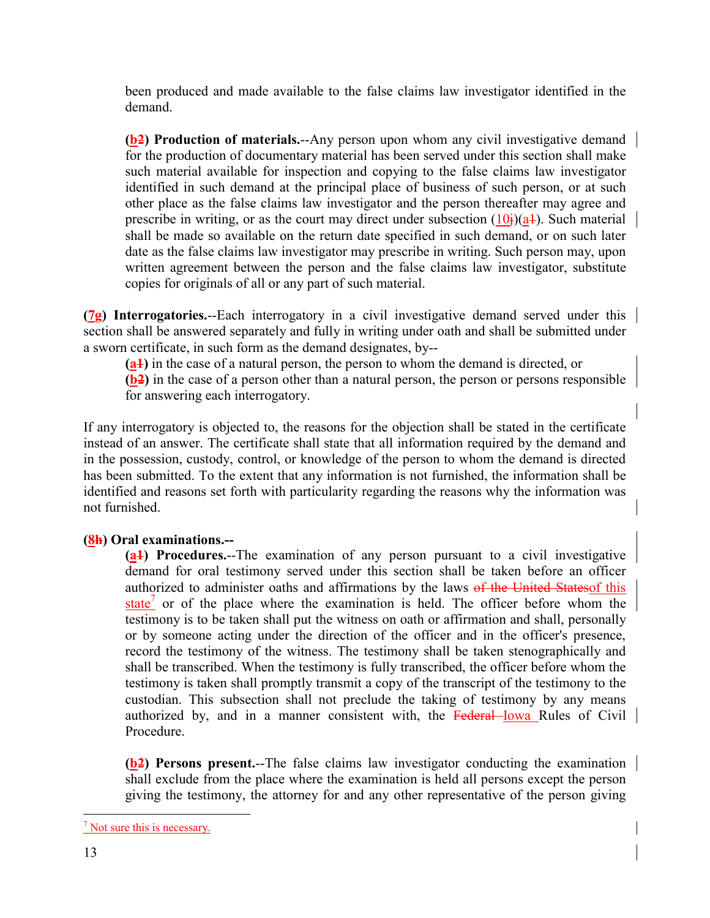been produced and made available to the false claims law investigator identified in the demand.

**(b2) Production of materials.**--Any person upon whom any civil investigative demand for the production of documentary material has been served under this section shall make such material available for inspection and copying to the false claims law investigator identified in such demand at the principal place of business of such person, or at such other place as the false claims law investigator and the person thereafter may agree and prescribe in writing, or as the court may direct under subsection (10j)(a1). Such material shall be made so available on the return date specified in such demand, or on such later date as the false claims law investigator may prescribe in writing. Such person may, upon written agreement between the person and the false claims law investigator, substitute copies for originals of all or any part of such material.

**(7g) Interrogatories.**--Each interrogatory in a civil investigative demand served under this section shall be answered separately and fully in writing under oath and shall be submitted under a sworn certificate, in such form as the demand designates, by--

**(a1)** in the case of a natural person, the person to whom the demand is directed, or

**(b2)** in the case of a person other than a natural person, the person or persons responsible for answering each interrogatory.

If any interrogatory is objected to, the reasons for the objection shall be stated in the certificate instead of an answer. The certificate shall state that all information required by the demand and in the possession, custody, control, or knowledge of the person to whom the demand is directed has been submitted. To the extent that any information is not furnished, the information shall be identified and reasons set forth with particularity regarding the reasons why the information was not furnished.

**(8h) Oral examinations.--**

**(a1) Procedures.**--The examination of any person pursuant to a civil investigative demand for oral testimony served under this section shall be taken before an officer authorized to administer oaths and affirmations by the laws of the United Statesof this state[7] or of the place where the examination is held. The officer before whom the testimony is to be taken shall put the witness on oath or affirmation and shall, personally or by someone acting under the direction of the officer and in the officer's presence, record the testimony of the witness. The testimony shall be taken stenographically and shall be transcribed. When the testimony is fully transcribed, the officer before whom the testimony is taken shall promptly transmit a copy of the transcript of the testimony to the custodian. This subsection shall not preclude the taking of testimony by any means authorized by, and in a manner consistent with, the Federal Iowa Rules of Civil Procedure.

**(b2) Persons present.**--The false claims law investigator conducting the examination shall exclude from the place where the examination is held all persons except the person giving the testimony, the attorney for and any other representative of the person giving

[7] Not sure this is necessary.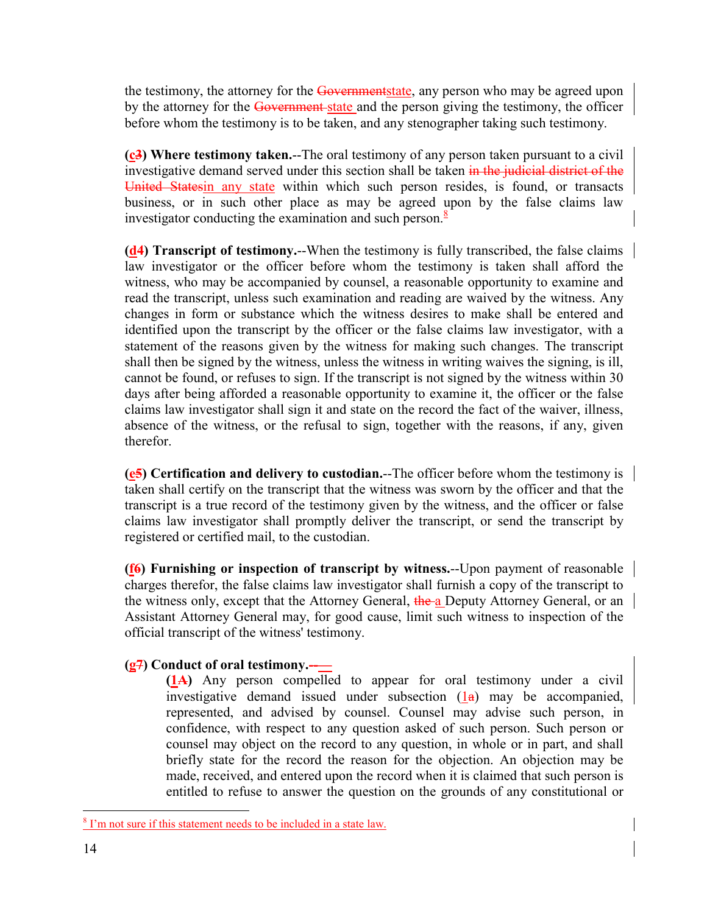the testimony, the attorney for the ~~Government~~state, any person who may be agreed upon by the attorney for the ~~Government~~ state and the person giving the testimony, the officer before whom the testimony is to be taken, and any stenographer taking such testimony.

**(c~~3~~) Where testimony taken.**--The oral testimony of any person taken pursuant to a civil investigative demand served under this section shall be taken ~~in the judicial district of the United States~~in any state within which such person resides, is found, or transacts business, or in such other place as may be agreed upon by the false claims law investigator conducting the examination and such person.[8]

**(d~~4~~) Transcript of testimony.**--When the testimony is fully transcribed, the false claims law investigator or the officer before whom the testimony is taken shall afford the witness, who may be accompanied by counsel, a reasonable opportunity to examine and read the transcript, unless such examination and reading are waived by the witness. Any changes in form or substance which the witness desires to make shall be entered and identified upon the transcript by the officer or the false claims law investigator, with a statement of the reasons given by the witness for making such changes. The transcript shall then be signed by the witness, unless the witness in writing waives the signing, is ill, cannot be found, or refuses to sign. If the transcript is not signed by the witness within 30 days after being afforded a reasonable opportunity to examine it, the officer or the false claims law investigator shall sign it and state on the record the fact of the waiver, illness, absence of the witness, or the refusal to sign, together with the reasons, if any, given therefor.

**(e~~5~~) Certification and delivery to custodian.**--The officer before whom the testimony is taken shall certify on the transcript that the witness was sworn by the officer and that the transcript is a true record of the testimony given by the witness, and the officer or false claims law investigator shall promptly deliver the transcript, or send the transcript by registered or certified mail, to the custodian.

**(f~~6~~) Furnishing or inspection of transcript by witness.**--Upon payment of reasonable charges therefor, the false claims law investigator shall furnish a copy of the transcript to the witness only, except that the Attorney General, ~~the~~ a Deputy Attorney General, or an Assistant Attorney General may, for good cause, limit such witness to inspection of the official transcript of the witness' testimony.

**(g~~7~~) Conduct of oral testimony.**~~--~~

**(1~~A~~)** Any person compelled to appear for oral testimony under a civil investigative demand issued under subsection (1~~a~~) may be accompanied, represented, and advised by counsel. Counsel may advise such person, in confidence, with respect to any question asked of such person. Such person or counsel may object on the record to any question, in whole or in part, and shall briefly state for the record the reason for the objection. An objection may be made, received, and entered upon the record when it is claimed that such person is entitled to refuse to answer the question on the grounds of any constitutional or

[8] I'm not sure if this statement needs to be included in a state law.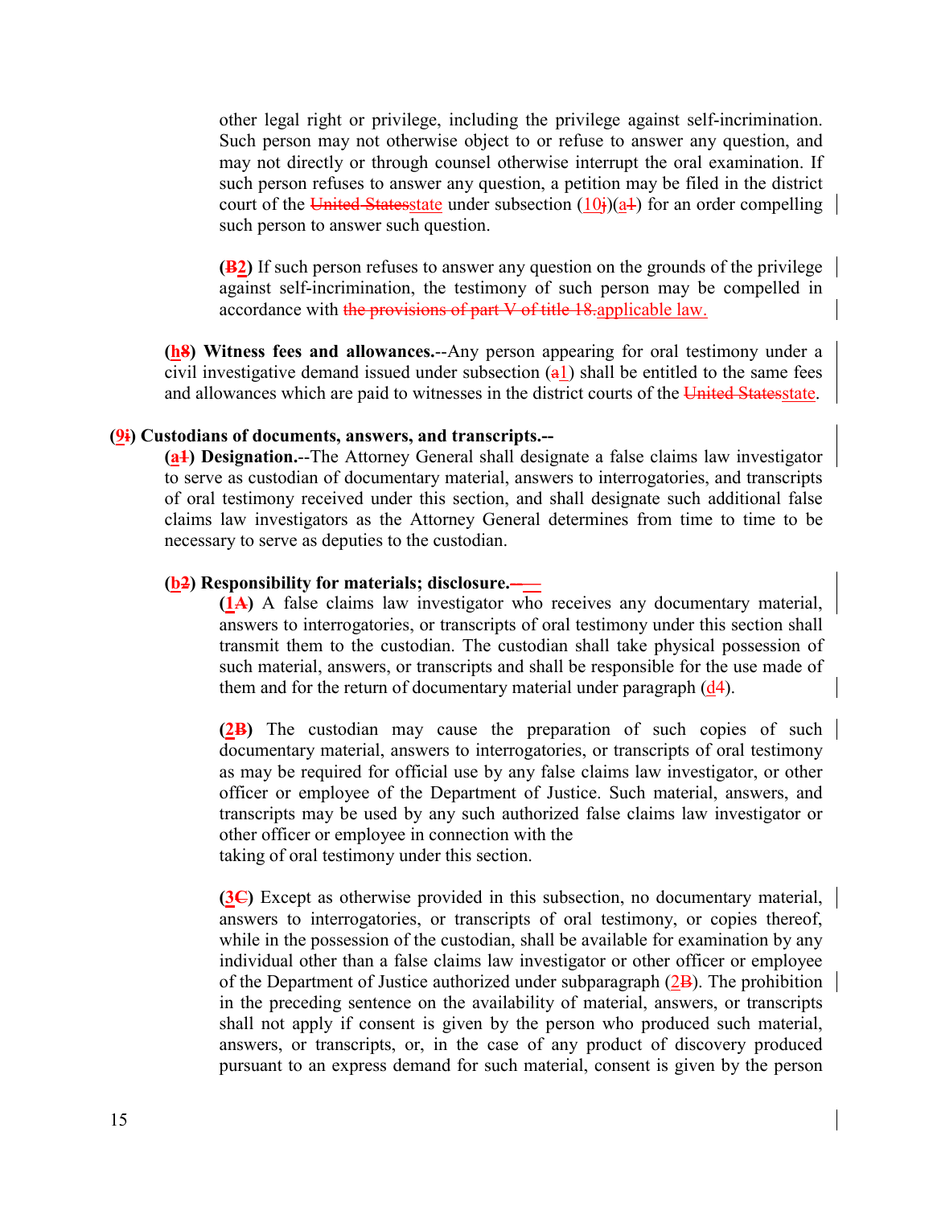other legal right or privilege, including the privilege against self-incrimination. Such person may not otherwise object to or refuse to answer any question, and may not directly or through counsel otherwise interrupt the oral examination. If such person refuses to answer any question, a petition may be filed in the district court of the ~~United States~~state under subsection (10~~j~~)(a~~1~~) for an order compelling such person to answer such question.

**(~~B~~2)** If such person refuses to answer any question on the grounds of the privilege against self-incrimination, the testimony of such person may be compelled in accordance with ~~the provisions of part V of title 18.~~applicable law.

**(~~h~~8) Witness fees and allowances.**--Any person appearing for oral testimony under a civil investigative demand issued under subsection (~~a~~1) shall be entitled to the same fees and allowances which are paid to witnesses in the district courts of the ~~United States~~state.

**(9~~i~~) Custodians of documents, answers, and transcripts.--**

**(~~a~~1) Designation.**--The Attorney General shall designate a false claims law investigator to serve as custodian of documentary material, answers to interrogatories, and transcripts of oral testimony received under this section, and shall designate such additional false claims law investigators as the Attorney General determines from time to time to be necessary to serve as deputies to the custodian.

**(~~b~~2) Responsibility for materials; disclosure.--**

**(1~~A~~)** A false claims law investigator who receives any documentary material, answers to interrogatories, or transcripts of oral testimony under this section shall transmit them to the custodian. The custodian shall take physical possession of such material, answers, or transcripts and shall be responsible for the use made of them and for the return of documentary material under paragraph (~~d~~4).

**(2~~B~~)** The custodian may cause the preparation of such copies of such documentary material, answers to interrogatories, or transcripts of oral testimony as may be required for official use by any false claims law investigator, or other officer or employee of the Department of Justice. Such material, answers, and transcripts may be used by any such authorized false claims law investigator or other officer or employee in connection with the taking of oral testimony under this section.

**(3~~C~~)** Except as otherwise provided in this subsection, no documentary material, answers to interrogatories, or transcripts of oral testimony, or copies thereof, while in the possession of the custodian, shall be available for examination by any individual other than a false claims law investigator or other officer or employee of the Department of Justice authorized under subparagraph (2~~B~~). The prohibition in the preceding sentence on the availability of material, answers, or transcripts shall not apply if consent is given by the person who produced such material, answers, or transcripts, or, in the case of any product of discovery produced pursuant to an express demand for such material, consent is given by the person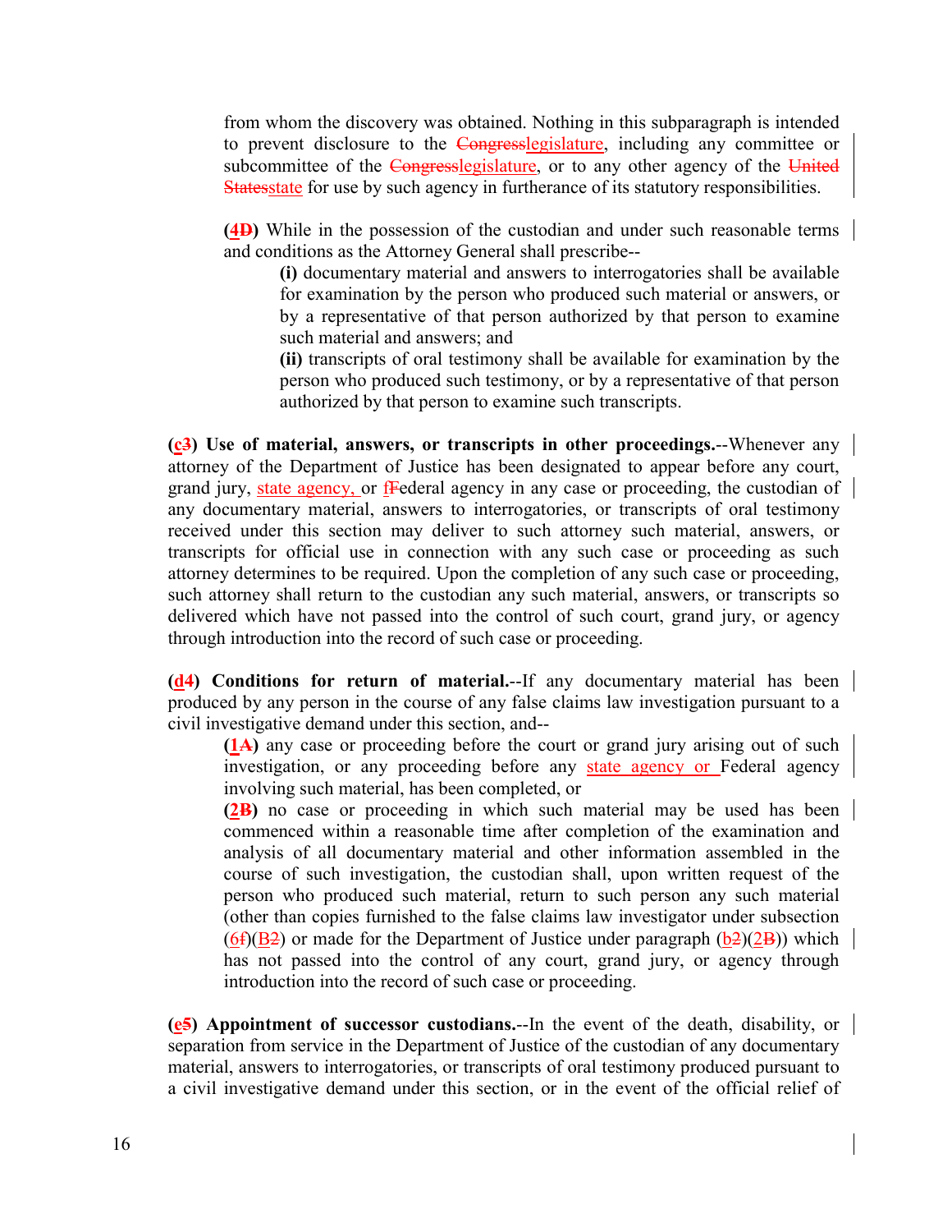from whom the discovery was obtained. Nothing in this subparagraph is intended to prevent disclosure to the ~~Congress~~legislature, including any committee or subcommittee of the ~~Congress~~legislature, or to any other agency of the ~~United States~~state for use by such agency in furtherance of its statutory responsibilities.

**(4~~D~~)** While in the possession of the custodian and under such reasonable terms and conditions as the Attorney General shall prescribe--

**(i)** documentary material and answers to interrogatories shall be available for examination by the person who produced such material or answers, or by a representative of that person authorized by that person to examine such material and answers; and

**(ii)** transcripts of oral testimony shall be available for examination by the person who produced such testimony, or by a representative of that person authorized by that person to examine such transcripts.

**(c~~3~~) Use of material, answers, or transcripts in other proceedings.**--Whenever any attorney of the Department of Justice has been designated to appear before any court, grand jury, state agency, or f~~F~~ederal agency in any case or proceeding, the custodian of any documentary material, answers to interrogatories, or transcripts of oral testimony received under this section may deliver to such attorney such material, answers, or transcripts for official use in connection with any such case or proceeding as such attorney determines to be required. Upon the completion of any such case or proceeding, such attorney shall return to the custodian any such material, answers, or transcripts so delivered which have not passed into the control of such court, grand jury, or agency through introduction into the record of such case or proceeding.

**(d~~4~~) Conditions for return of material.**--If any documentary material has been produced by any person in the course of any false claims law investigation pursuant to a civil investigative demand under this section, and--

**(1~~A~~)** any case or proceeding before the court or grand jury arising out of such investigation, or any proceeding before any state agency or Federal agency involving such material, has been completed, or

**(2~~B~~)** no case or proceeding in which such material may be used has been commenced within a reasonable time after completion of the examination and analysis of all documentary material and other information assembled in the course of such investigation, the custodian shall, upon written request of the person who produced such material, return to such person any such material (other than copies furnished to the false claims law investigator under subsection (6~~f~~)(B~~2~~) or made for the Department of Justice under paragraph (b~~2~~)(2~~B~~)) which has not passed into the control of any court, grand jury, or agency through introduction into the record of such case or proceeding.

**(e~~5~~) Appointment of successor custodians.**--In the event of the death, disability, or separation from service in the Department of Justice of the custodian of any documentary material, answers to interrogatories, or transcripts of oral testimony produced pursuant to a civil investigative demand under this section, or in the event of the official relief of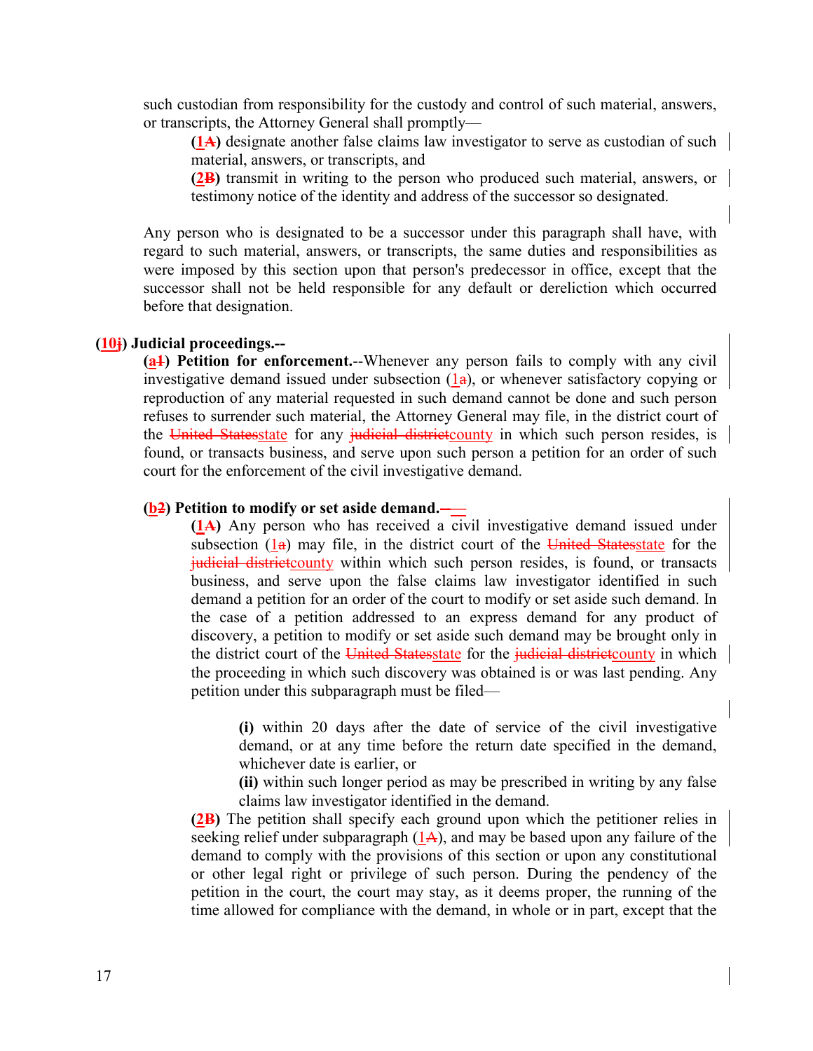such custodian from responsibility for the custody and control of such material, answers, or transcripts, the Attorney General shall promptly—

**(1A)** designate another false claims law investigator to serve as custodian of such material, answers, or transcripts, and

**(2B)** transmit in writing to the person who produced such material, answers, or testimony notice of the identity and address of the successor so designated.

Any person who is designated to be a successor under this paragraph shall have, with regard to such material, answers, or transcripts, the same duties and responsibilities as were imposed by this section upon that person's predecessor in office, except that the successor shall not be held responsible for any default or dereliction which occurred before that designation.

**(10j) Judicial proceedings.--**

**(a1) Petition for enforcement.**--Whenever any person fails to comply with any civil investigative demand issued under subsection (1a), or whenever satisfactory copying or reproduction of any material requested in such demand cannot be done and such person refuses to surrender such material, the Attorney General may file, in the district court of the ~~United States~~state for any ~~judicial district~~county in which such person resides, is found, or transacts business, and serve upon such person a petition for an order of such court for the enforcement of the civil investigative demand.

**(b2) Petition to modify or set aside demand.**—

**(1A)** Any person who has received a civil investigative demand issued under subsection (1a) may file, in the district court of the ~~United States~~state for the ~~judicial district~~county within which such person resides, is found, or transacts business, and serve upon the false claims law investigator identified in such demand a petition for an order of the court to modify or set aside such demand. In the case of a petition addressed to an express demand for any product of discovery, a petition to modify or set aside such demand may be brought only in the district court of the ~~United States~~state for the ~~judicial district~~county in which the proceeding in which such discovery was obtained is or was last pending. Any petition under this subparagraph must be filed—

**(i)** within 20 days after the date of service of the civil investigative demand, or at any time before the return date specified in the demand, whichever date is earlier, or

**(ii)** within such longer period as may be prescribed in writing by any false claims law investigator identified in the demand.

**(2B)** The petition shall specify each ground upon which the petitioner relies in seeking relief under subparagraph (1A), and may be based upon any failure of the demand to comply with the provisions of this section or upon any constitutional or other legal right or privilege of such person. During the pendency of the petition in the court, the court may stay, as it deems proper, the running of the time allowed for compliance with the demand, in whole or in part, except that the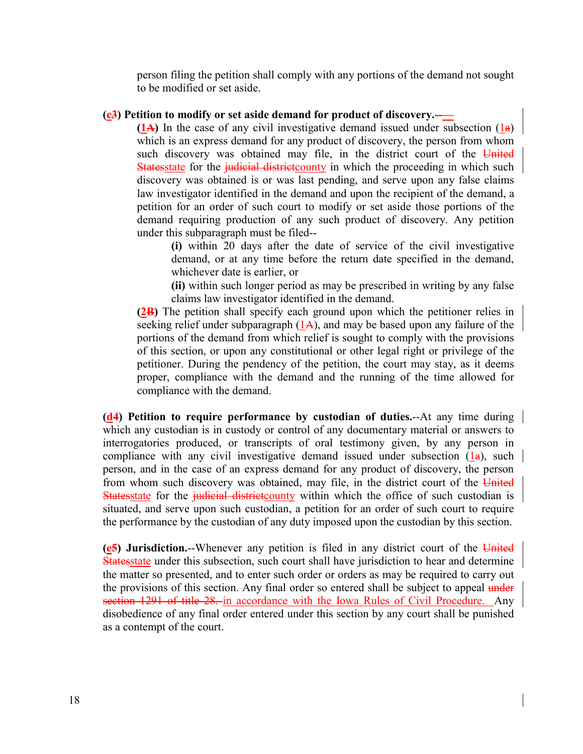person filing the petition shall comply with any portions of the demand not sought to be modified or set aside.

**(c~~3~~) Petition to modify or set aside demand for product of discovery.~~--~~—**

**(1~~A~~)** In the case of any civil investigative demand issued under subsection (1~~a~~) which is an express demand for any product of discovery, the person from whom such discovery was obtained may file, in the district court of the ~~United States~~state for the ~~judicial district~~county in which the proceeding in which such discovery was obtained is or was last pending, and serve upon any false claims law investigator identified in the demand and upon the recipient of the demand, a petition for an order of such court to modify or set aside those portions of the demand requiring production of any such product of discovery. Any petition under this subparagraph must be filed--

**(i)** within 20 days after the date of service of the civil investigative demand, or at any time before the return date specified in the demand, whichever date is earlier, or

**(ii)** within such longer period as may be prescribed in writing by any false claims law investigator identified in the demand.

**(2~~B~~)** The petition shall specify each ground upon which the petitioner relies in seeking relief under subparagraph (1~~A~~), and may be based upon any failure of the portions of the demand from which relief is sought to comply with the provisions of this section, or upon any constitutional or other legal right or privilege of the petitioner. During the pendency of the petition, the court may stay, as it deems proper, compliance with the demand and the running of the time allowed for compliance with the demand.

**(d~~4~~) Petition to require performance by custodian of duties.**--At any time during which any custodian is in custody or control of any documentary material or answers to interrogatories produced, or transcripts of oral testimony given, by any person in compliance with any civil investigative demand issued under subsection (1~~a~~), such person, and in the case of an express demand for any product of discovery, the person from whom such discovery was obtained, may file, in the district court of the ~~United States~~state for the ~~judicial district~~county within which the office of such custodian is situated, and serve upon such custodian, a petition for an order of such court to require the performance by the custodian of any duty imposed upon the custodian by this section.

**(e~~5~~) Jurisdiction.**--Whenever any petition is filed in any district court of the ~~United States~~state under this subsection, such court shall have jurisdiction to hear and determine the matter so presented, and to enter such order or orders as may be required to carry out the provisions of this section. Any final order so entered shall be subject to appeal ~~under section 1291 of title 28.~~ in accordance with the Iowa Rules of Civil Procedure. Any disobedience of any final order entered under this section by any court shall be punished as a contempt of the court.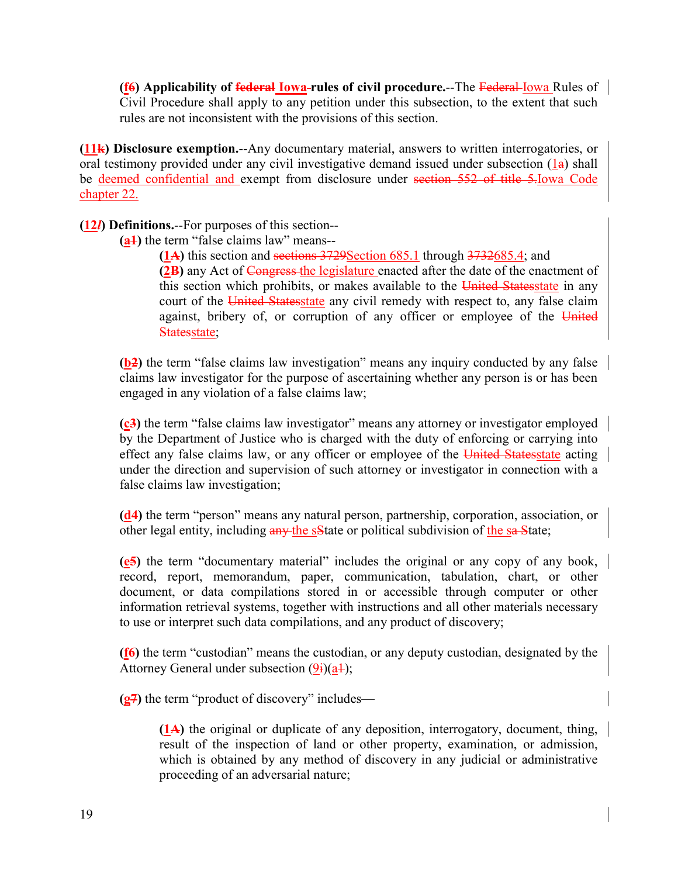**(f6) Applicability of federal Iowa rules of civil procedure.**--The Federal Iowa Rules of Civil Procedure shall apply to any petition under this subsection, to the extent that such rules are not inconsistent with the provisions of this section.

**(11k) Disclosure exemption.**--Any documentary material, answers to written interrogatories, or oral testimony provided under any civil investigative demand issued under subsection (1a) shall be deemed confidential and exempt from disclosure under section 552 of title 5.Iowa Code chapter 22.

**(12*l*) Definitions.**--For purposes of this section--

**(a1)** the term "false claims law" means--

**(1A)** this section and sections 3729Section 685.1 through 3732685.4; and

**(2B)** any Act of Congress the legislature enacted after the date of the enactment of this section which prohibits, or makes available to the United Statesstate in any court of the United Statesstate any civil remedy with respect to, any false claim against, bribery of, or corruption of any officer or employee of the United Statesstate;

**(b2)** the term "false claims law investigation" means any inquiry conducted by any false claims law investigator for the purpose of ascertaining whether any person is or has been engaged in any violation of a false claims law;

**(c3)** the term "false claims law investigator" means any attorney or investigator employed by the Department of Justice who is charged with the duty of enforcing or carrying into effect any false claims law, or any officer or employee of the United Statesstate acting under the direction and supervision of such attorney or investigator in connection with a false claims law investigation;

**(d4)** the term "person" means any natural person, partnership, corporation, association, or other legal entity, including any the sState or political subdivision of the sa State;

**(e5)** the term "documentary material" includes the original or any copy of any book, record, report, memorandum, paper, communication, tabulation, chart, or other document, or data compilations stored in or accessible through computer or other information retrieval systems, together with instructions and all other materials necessary to use or interpret such data compilations, and any product of discovery;

**(f6)** the term "custodian" means the custodian, or any deputy custodian, designated by the Attorney General under subsection (9i)(a1);

**(g7)** the term "product of discovery" includes—

**(1A)** the original or duplicate of any deposition, interrogatory, document, thing, result of the inspection of land or other property, examination, or admission, which is obtained by any method of discovery in any judicial or administrative proceeding of an adversarial nature;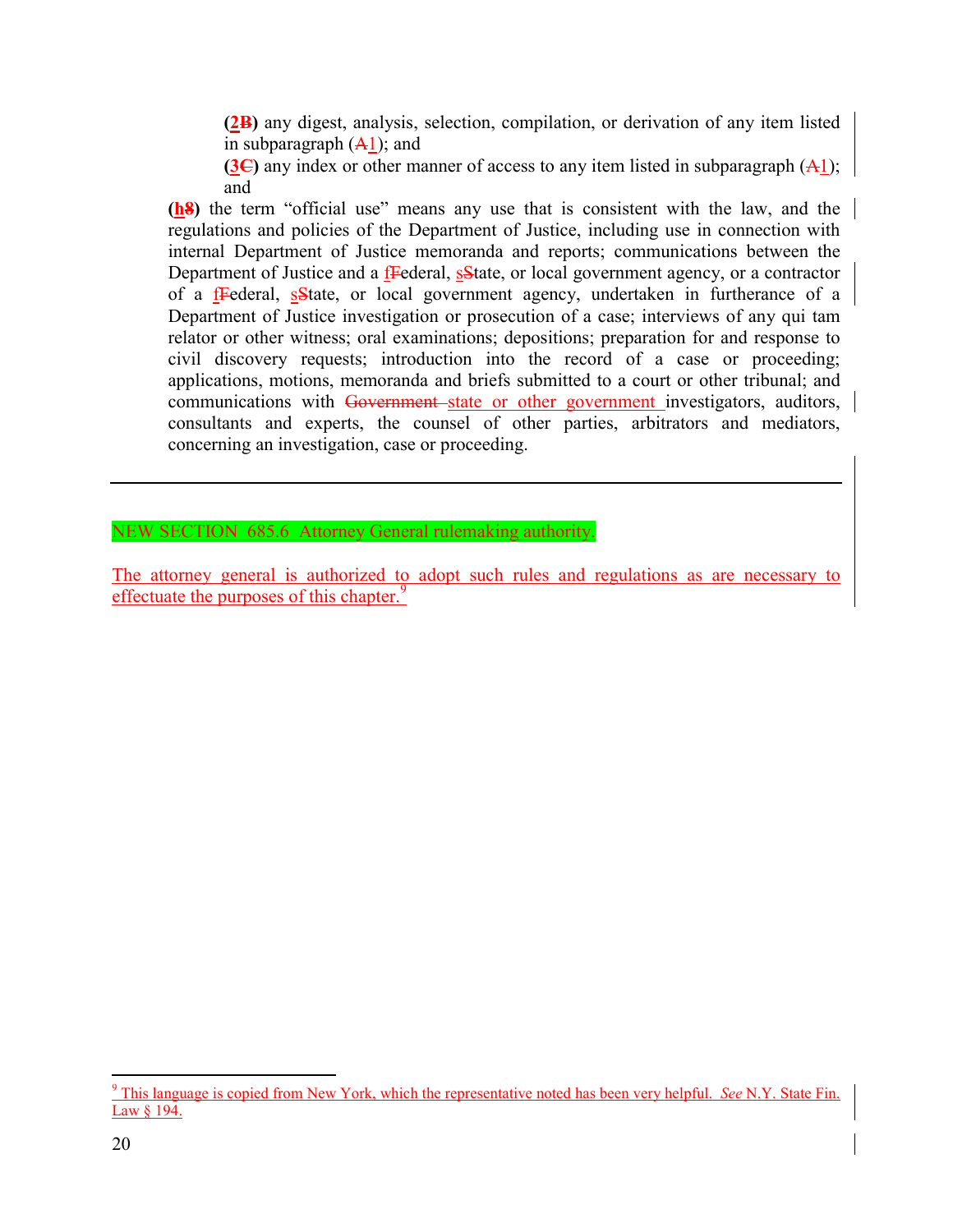(**2B**) any digest, analysis, selection, compilation, or derivation of any item listed in subparagraph (A1); and

(**3C**) any index or other manner of access to any item listed in subparagraph (A1); and

(**h8**) the term "official use" means any use that is consistent with the law, and the regulations and policies of the Department of Justice, including use in connection with internal Department of Justice memoranda and reports; communications between the Department of Justice and a fFederal, sState, or local government agency, or a contractor of a fFederal, sState, or local government agency, undertaken in furtherance of a Department of Justice investigation or prosecution of a case; interviews of any qui tam relator or other witness; oral examinations; depositions; preparation for and response to civil discovery requests; introduction into the record of a case or proceeding; applications, motions, memoranda and briefs submitted to a court or other tribunal; and communications with Government state or other government investigators, auditors, consultants and experts, the counsel of other parties, arbitrators and mediators, concerning an investigation, case or proceeding.

---

NEW SECTION 685.6 Attorney General rulemaking authority.

The attorney general is authorized to adopt such rules and regulations as are necessary to effectuate the purposes of this chapter.[9]

---

[9] This language is copied from New York, which the representative noted has been very helpful. *See* N.Y. State Fin. Law § 194.